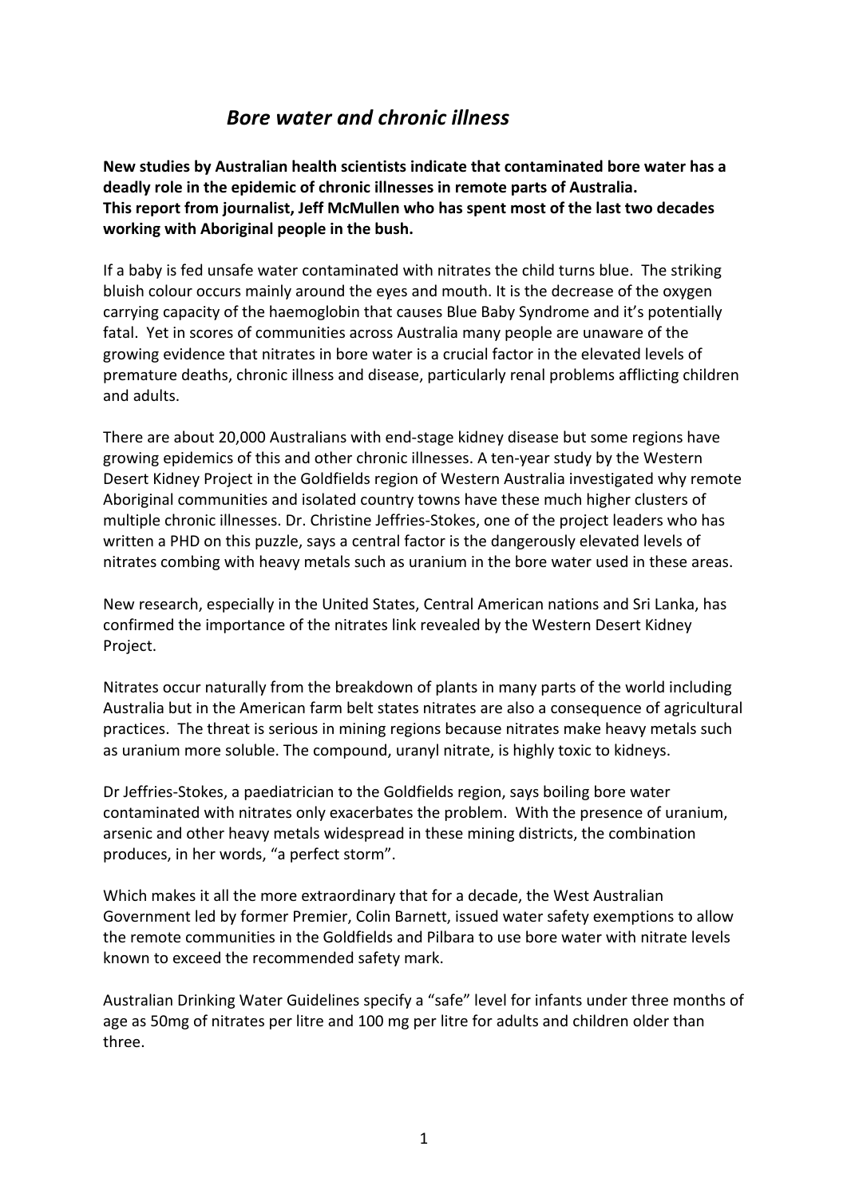# *Bore water and chronic illness*

**New studies by Australian health scientists indicate that contaminated bore water has a deadly role in the epidemic of chronic illnesses in remote parts of Australia.**
**This report from journalist, Jeff McMullen who has spent most of the last two decades working with Aboriginal people in the bush.**

If a baby is fed unsafe water contaminated with nitrates the child turns blue. The striking bluish colour occurs mainly around the eyes and mouth. It is the decrease of the oxygen carrying capacity of the haemoglobin that causes Blue Baby Syndrome and it's potentially fatal. Yet in scores of communities across Australia many people are unaware of the growing evidence that nitrates in bore water is a crucial factor in the elevated levels of premature deaths, chronic illness and disease, particularly renal problems afflicting children and adults.

There are about 20,000 Australians with end-stage kidney disease but some regions have growing epidemics of this and other chronic illnesses. A ten-year study by the Western Desert Kidney Project in the Goldfields region of Western Australia investigated why remote Aboriginal communities and isolated country towns have these much higher clusters of multiple chronic illnesses. Dr. Christine Jeffries-Stokes, one of the project leaders who has written a PHD on this puzzle, says a central factor is the dangerously elevated levels of nitrates combing with heavy metals such as uranium in the bore water used in these areas.

New research, especially in the United States, Central American nations and Sri Lanka, has confirmed the importance of the nitrates link revealed by the Western Desert Kidney Project.

Nitrates occur naturally from the breakdown of plants in many parts of the world including Australia but in the American farm belt states nitrates are also a consequence of agricultural practices. The threat is serious in mining regions because nitrates make heavy metals such as uranium more soluble. The compound, uranyl nitrate, is highly toxic to kidneys.

Dr Jeffries-Stokes, a paediatrician to the Goldfields region, says boiling bore water contaminated with nitrates only exacerbates the problem. With the presence of uranium, arsenic and other heavy metals widespread in these mining districts, the combination produces, in her words, "a perfect storm".

Which makes it all the more extraordinary that for a decade, the West Australian Government led by former Premier, Colin Barnett, issued water safety exemptions to allow the remote communities in the Goldfields and Pilbara to use bore water with nitrate levels known to exceed the recommended safety mark.

Australian Drinking Water Guidelines specify a "safe" level for infants under three months of age as 50mg of nitrates per litre and 100 mg per litre for adults and children older than three.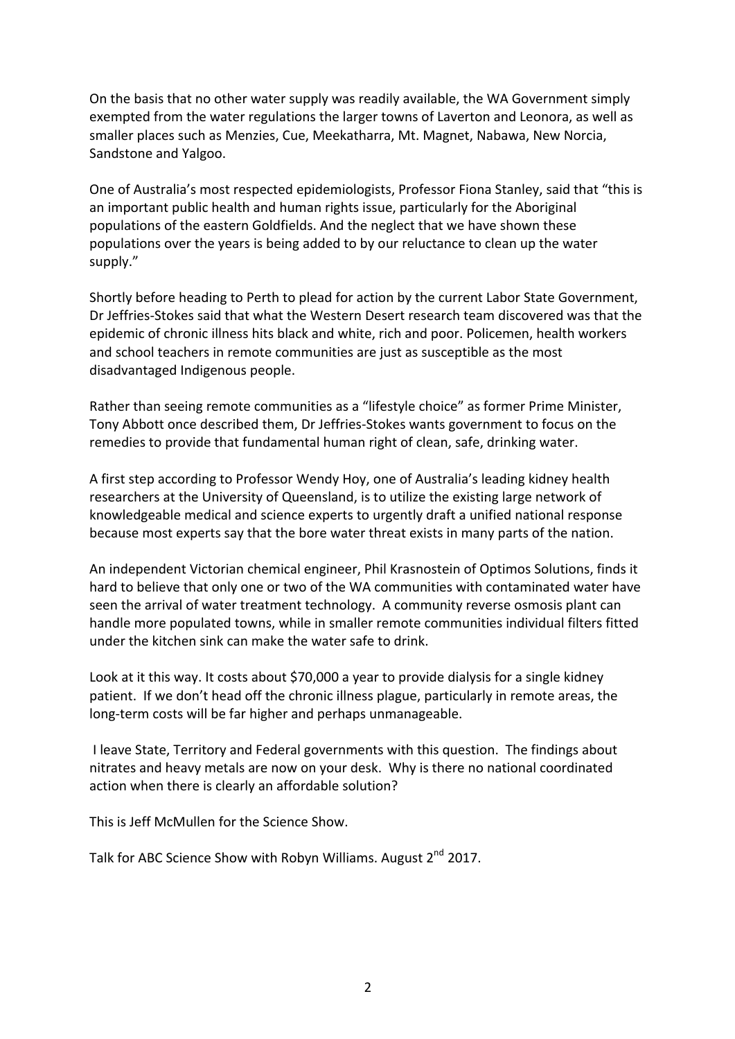On the basis that no other water supply was readily available, the WA Government simply exempted from the water regulations the larger towns of Laverton and Leonora, as well as smaller places such as Menzies, Cue, Meekatharra, Mt. Magnet, Nabawa, New Norcia, Sandstone and Yalgoo.

One of Australia's most respected epidemiologists, Professor Fiona Stanley, said that "this is an important public health and human rights issue, particularly for the Aboriginal populations of the eastern Goldfields. And the neglect that we have shown these populations over the years is being added to by our reluctance to clean up the water supply."

Shortly before heading to Perth to plead for action by the current Labor State Government, Dr Jeffries-Stokes said that what the Western Desert research team discovered was that the epidemic of chronic illness hits black and white, rich and poor. Policemen, health workers and school teachers in remote communities are just as susceptible as the most disadvantaged Indigenous people.

Rather than seeing remote communities as a "lifestyle choice" as former Prime Minister, Tony Abbott once described them, Dr Jeffries-Stokes wants government to focus on the remedies to provide that fundamental human right of clean, safe, drinking water.

A first step according to Professor Wendy Hoy, one of Australia's leading kidney health researchers at the University of Queensland, is to utilize the existing large network of knowledgeable medical and science experts to urgently draft a unified national response because most experts say that the bore water threat exists in many parts of the nation.

An independent Victorian chemical engineer, Phil Krasnostein of Optimos Solutions, finds it hard to believe that only one or two of the WA communities with contaminated water have seen the arrival of water treatment technology. A community reverse osmosis plant can handle more populated towns, while in smaller remote communities individual filters fitted under the kitchen sink can make the water safe to drink.

Look at it this way. It costs about $70,000 a year to provide dialysis for a single kidney patient. If we don't head off the chronic illness plague, particularly in remote areas, the long-term costs will be far higher and perhaps unmanageable.

I leave State, Territory and Federal governments with this question. The findings about nitrates and heavy metals are now on your desk. Why is there no national coordinated action when there is clearly an affordable solution?

This is Jeff McMullen for the Science Show.

Talk for ABC Science Show with Robyn Williams. August 2nd 2017.